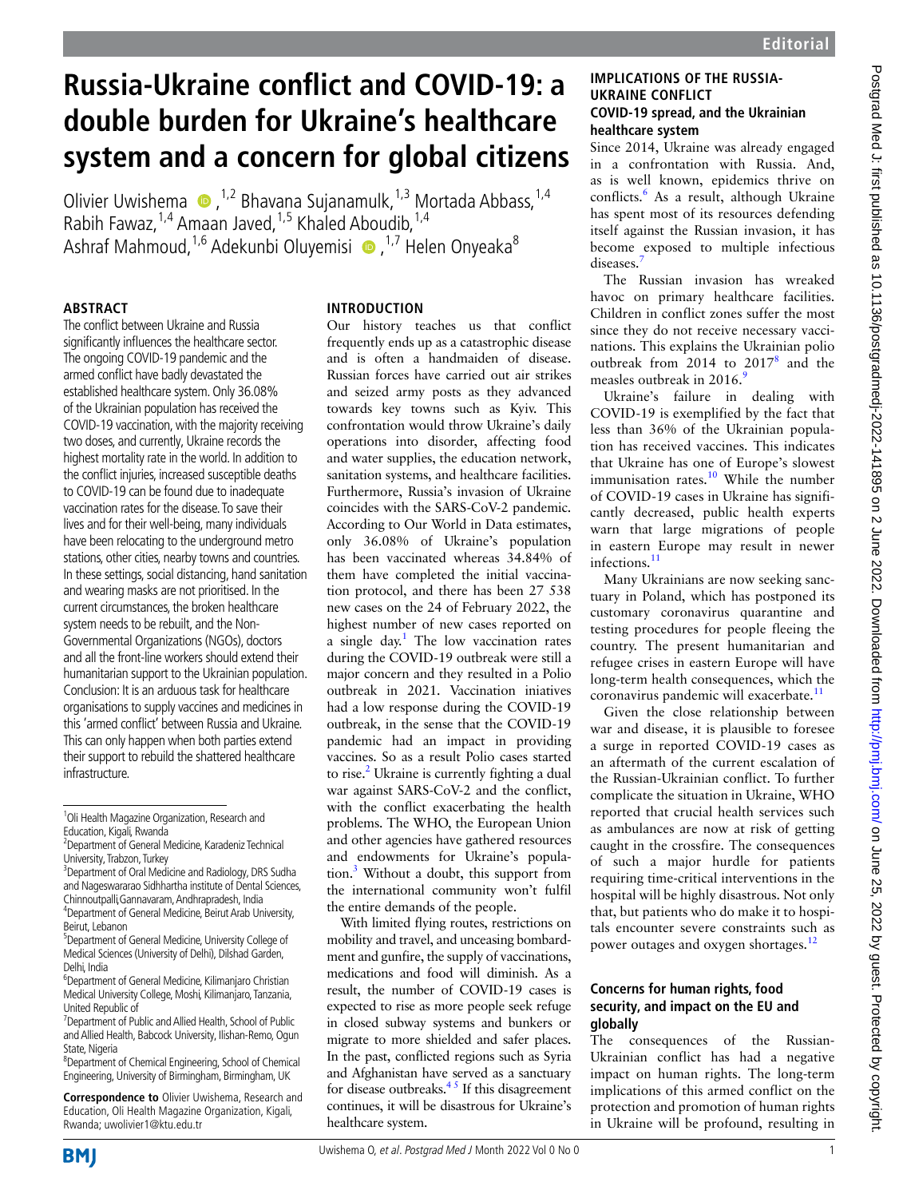# Russia-Ukraine conflict and COVID-19: a double burden for Ukraine's healthcare system and a concern for global citizens

Olivier Uwishema,[1,2] Bhavana Sujanamulk,[1,3] Mortada Abbass,[1,4] Rabih Fawaz,[1,4] Amaan Javed,[1,5] Khaled Aboudib,[1,4] Ashraf Mahmoud,[1,6] Adekunbi Oluyemisi,[1,7] Helen Onyeaka[8]

## ABSTRACT

The conflict between Ukraine and Russia significantly influences the healthcare sector. The ongoing COVID-19 pandemic and the armed conflict have badly devastated the established healthcare system. Only 36.08% of the Ukrainian population has received the COVID-19 vaccination, with the majority receiving two doses, and currently, Ukraine records the highest mortality rate in the world. In addition to the conflict injuries, increased susceptible deaths to COVID-19 can be found due to inadequate vaccination rates for the disease. To save their lives and for their well-being, many individuals have been relocating to the underground metro stations, other cities, nearby towns and countries. In these settings, social distancing, hand sanitation and wearing masks are not prioritised. In the current circumstances, the broken healthcare system needs to be rebuilt, and the Non-Governmental Organizations (NGOs), doctors and all the front-line workers should extend their humanitarian support to the Ukrainian population. Conclusion: It is an arduous task for healthcare organisations to supply vaccines and medicines in this 'armed conflict' between Russia and Ukraine. This can only happen when both parties extend their support to rebuild the shattered healthcare infrastructure.

[1]Oli Health Magazine Organization, Research and Education, Kigali, Rwanda
[2]Department of General Medicine, Karadeniz Technical University, Trabzon, Turkey
[3]Department of Oral Medicine and Radiology, DRS Sudha and Nageswararao Sidhhartha institute of Dental Sciences, Chinnoutpalli,Gannavaram, Andhrapradesh, India
[4]Department of General Medicine, Beirut Arab University, Beirut, Lebanon
[5]Department of General Medicine, University College of Medical Sciences (University of Delhi), Dilshad Garden, Delhi, India
[6]Department of General Medicine, Kilimanjaro Christian Medical University College, Moshi, Kilimanjaro, Tanzania, United Republic of
[7]Department of Public and Allied Health, School of Public and Allied Health, Babcock University, Ilishan-Remo, Ogun State, Nigeria
[8]Department of Chemical Engineering, School of Chemical Engineering, University of Birmingham, Birmingham, UK

**Correspondence to** Olivier Uwishema, Research and Education, Oli Health Magazine Organization, Kigali, Rwanda; uwolivier1@ktu.edu.tr

## INTRODUCTION

Our history teaches us that conflict frequently ends up as a catastrophic disease and is often a handmaiden of disease. Russian forces have carried out air strikes and seized army posts as they advanced towards key towns such as Kyiv. This confrontation would throw Ukraine's daily operations into disorder, affecting food and water supplies, the education network, sanitation systems, and healthcare facilities. Furthermore, Russia's invasion of Ukraine coincides with the SARS-CoV-2 pandemic. According to Our World in Data estimates, only 36.08% of Ukraine's population has been vaccinated whereas 34.84% of them have completed the initial vaccination protocol, and there has been 27 538 new cases on the 24 of February 2022, the highest number of new cases reported on a single day.[1] The low vaccination rates during the COVID-19 outbreak were still a major concern and they resulted in a Polio outbreak in 2021. Vaccination iniatives had a low response during the COVID-19 outbreak, in the sense that the COVID-19 pandemic had an impact in providing vaccines. So as a result Polio cases started to rise.[2] Ukraine is currently fighting a dual war against SARS-CoV-2 and the conflict, with the conflict exacerbating the health problems. The WHO, the European Union and other agencies have gathered resources and endowments for Ukraine's population.[3] Without a doubt, this support from the international community won't fulfil the entire demands of the people.

With limited flying routes, restrictions on mobility and travel, and unceasing bombardment and gunfire, the supply of vaccinations, medications and food will diminish. As a result, the number of COVID-19 cases is expected to rise as more people seek refuge in closed subway systems and bunkers or migrate to more shielded and safer places. In the past, conflicted regions such as Syria and Afghanistan have served as a sanctuary for disease outbreaks.[4,5] If this disagreement continues, it will be disastrous for Ukraine's healthcare system.

## IMPLICATIONS OF THE RUSSIA-UKRAINE CONFLICT

### COVID-19 spread, and the Ukrainian healthcare system

Since 2014, Ukraine was already engaged in a confrontation with Russia. And, as is well known, epidemics thrive on conflicts.[6] As a result, although Ukraine has spent most of its resources defending itself against the Russian invasion, it has become exposed to multiple infectious diseases.[7]

The Russian invasion has wreaked havoc on primary healthcare facilities. Children in conflict zones suffer the most since they do not receive necessary vaccinations. This explains the Ukrainian polio outbreak from 2014 to 2017[8] and the measles outbreak in 2016.[9]

Ukraine's failure in dealing with COVID-19 is exemplified by the fact that less than 36% of the Ukrainian population has received vaccines. This indicates that Ukraine has one of Europe's slowest immunisation rates.[10] While the number of COVID-19 cases in Ukraine has significantly decreased, public health experts warn that large migrations of people in eastern Europe may result in newer infections.[11]

Many Ukrainians are now seeking sanctuary in Poland, which has postponed its customary coronavirus quarantine and testing procedures for people fleeing the country. The present humanitarian and refugee crises in eastern Europe will have long-term health consequences, which the coronavirus pandemic will exacerbate.[11]

Given the close relationship between war and disease, it is plausible to foresee a surge in reported COVID-19 cases as an aftermath of the current escalation of the Russian-Ukrainian conflict. To further complicate the situation in Ukraine, WHO reported that crucial health services such as ambulances are now at risk of getting caught in the crossfire. The consequences of such a major hurdle for patients requiring time-critical interventions in the hospital will be highly disastrous. Not only that, but patients who do make it to hospitals encounter severe constraints such as power outages and oxygen shortages.[12]

### Concerns for human rights, food security, and impact on the EU and globally

The consequences of the Russian-Ukrainian conflict has had a negative impact on human rights. The long-term implications of this armed conflict on the protection and promotion of human rights in Ukraine will be profound, resulting in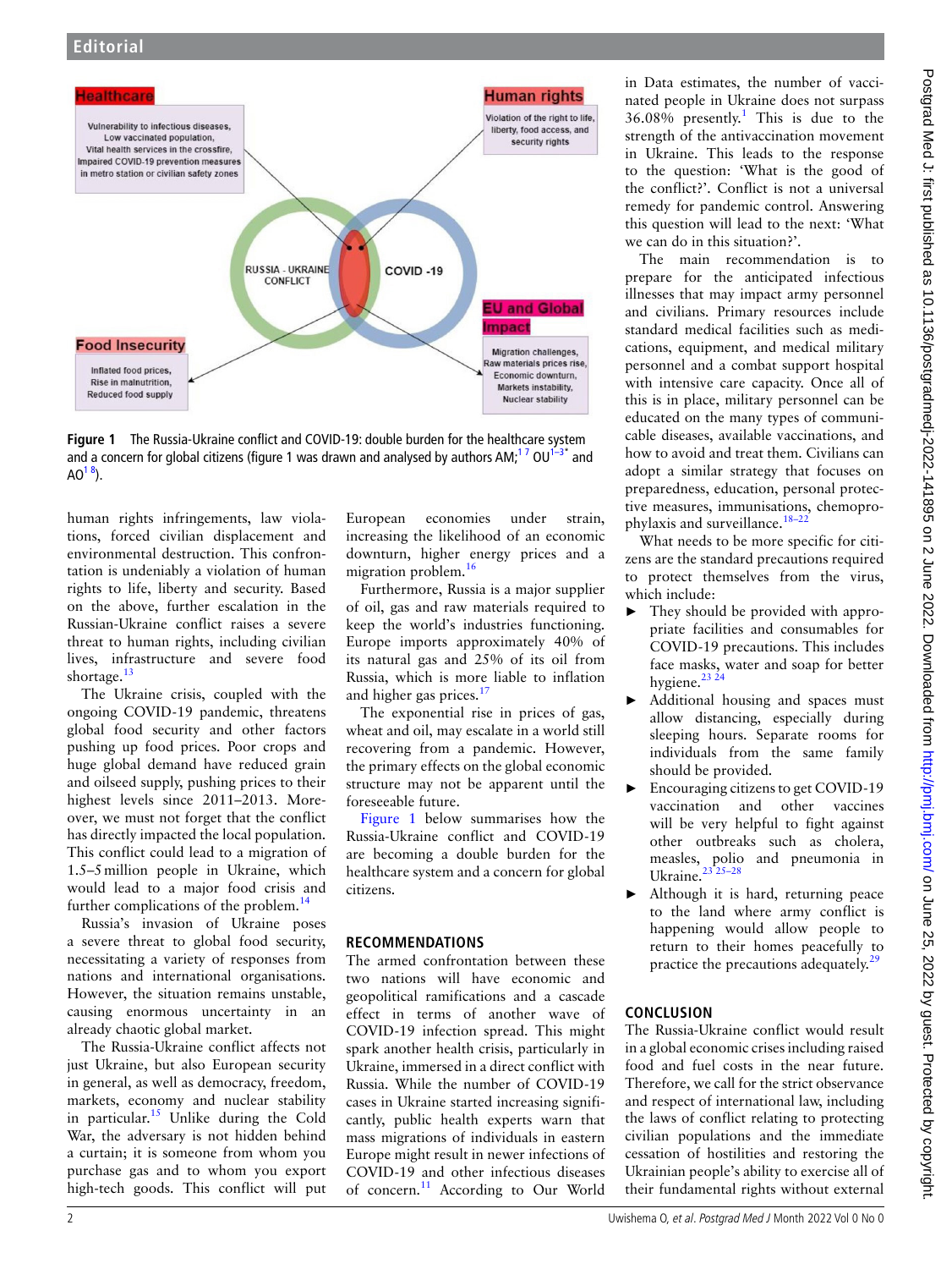Figure 1 The Russia-Ukraine conflict and COVID-19: double burden for the healthcare system and a concern for global citizens (figure 1 was drawn and analysed by authors AM;[1 7] OU[1–3*] and AO[1 8]).

human rights infringements, law violations, forced civilian displacement and environmental destruction. This confrontation is undeniably a violation of human rights to life, liberty and security. Based on the above, further escalation in the Russian-Ukraine conflict raises a severe threat to human rights, including civilian lives, infrastructure and severe food shortage.[13]

The Ukraine crisis, coupled with the ongoing COVID-19 pandemic, threatens global food security and other factors pushing up food prices. Poor crops and huge global demand have reduced grain and oilseed supply, pushing prices to their highest levels since 2011–2013. Moreover, we must not forget that the conflict has directly impacted the local population. This conflict could lead to a migration of 1.5–5 million people in Ukraine, which would lead to a major food crisis and further complications of the problem.[14]

Russia's invasion of Ukraine poses a severe threat to global food security, necessitating a variety of responses from nations and international organisations. However, the situation remains unstable, causing enormous uncertainty in an already chaotic global market.

The Russia-Ukraine conflict affects not just Ukraine, but also European security in general, as well as democracy, freedom, markets, economy and nuclear stability in particular.[15] Unlike during the Cold War, the adversary is not hidden behind a curtain; it is someone from whom you purchase gas and to whom you export high-tech goods. This conflict will put European economies under strain, increasing the likelihood of an economic downturn, higher energy prices and a migration problem.[16]

Furthermore, Russia is a major supplier of oil, gas and raw materials required to keep the world's industries functioning. Europe imports approximately 40% of its natural gas and 25% of its oil from Russia, which is more liable to inflation and higher gas prices.[17]

The exponential rise in prices of gas, wheat and oil, may escalate in a world still recovering from a pandemic. However, the primary effects on the global economic structure may not be apparent until the foreseeable future.

Figure 1 below summarises how the Russia-Ukraine conflict and COVID-19 are becoming a double burden for the healthcare system and a concern for global citizens.

## RECOMMENDATIONS

The armed confrontation between these two nations will have economic and geopolitical ramifications and a cascade effect in terms of another wave of COVID-19 infection spread. This might spark another health crisis, particularly in Ukraine, immersed in a direct conflict with Russia. While the number of COVID-19 cases in Ukraine started increasing significantly, public health experts warn that mass migrations of individuals in eastern Europe might result in newer infections of COVID-19 and other infectious diseases of concern.[11] According to Our World in Data estimates, the number of vaccinated people in Ukraine does not surpass 36.08% presently.[1] This is due to the strength of the antivaccination movement in Ukraine. This leads to the response to the question: 'What is the good of the conflict?'. Conflict is not a universal remedy for pandemic control. Answering this question will lead to the next: 'What we can do in this situation?'.

The main recommendation is to prepare for the anticipated infectious illnesses that may impact army personnel and civilians. Primary resources include standard medical facilities such as medications, equipment, and medical military personnel and a combat support hospital with intensive care capacity. Once all of this is in place, military personnel can be educated on the many types of communicable diseases, available vaccinations, and how to avoid and treat them. Civilians can adopt a similar strategy that focuses on preparedness, education, personal protective measures, immunisations, chemoprophylaxis and surveillance.[18–22]

What needs to be more specific for citizens are the standard precautions required to protect themselves from the virus, which include:

- They should be provided with appropriate facilities and consumables for COVID-19 precautions. This includes face masks, water and soap for better hygiene.[23 24]
- Additional housing and spaces must allow distancing, especially during sleeping hours. Separate rooms for individuals from the same family should be provided.
- Encouraging citizens to get COVID-19 vaccination and other vaccines will be very helpful to fight against other outbreaks such as cholera, measles, polio and pneumonia in Ukraine.[23 25–28]
- Although it is hard, returning peace to the land where army conflict is happening would allow people to return to their homes peacefully to practice the precautions adequately.[29]

## CONCLUSION

The Russia-Ukraine conflict would result in a global economic crises including raised food and fuel costs in the near future. Therefore, we call for the strict observance and respect of international law, including the laws of conflict relating to protecting civilian populations and the immediate cessation of hostilities and restoring the Ukrainian people's ability to exercise all of their fundamental rights without external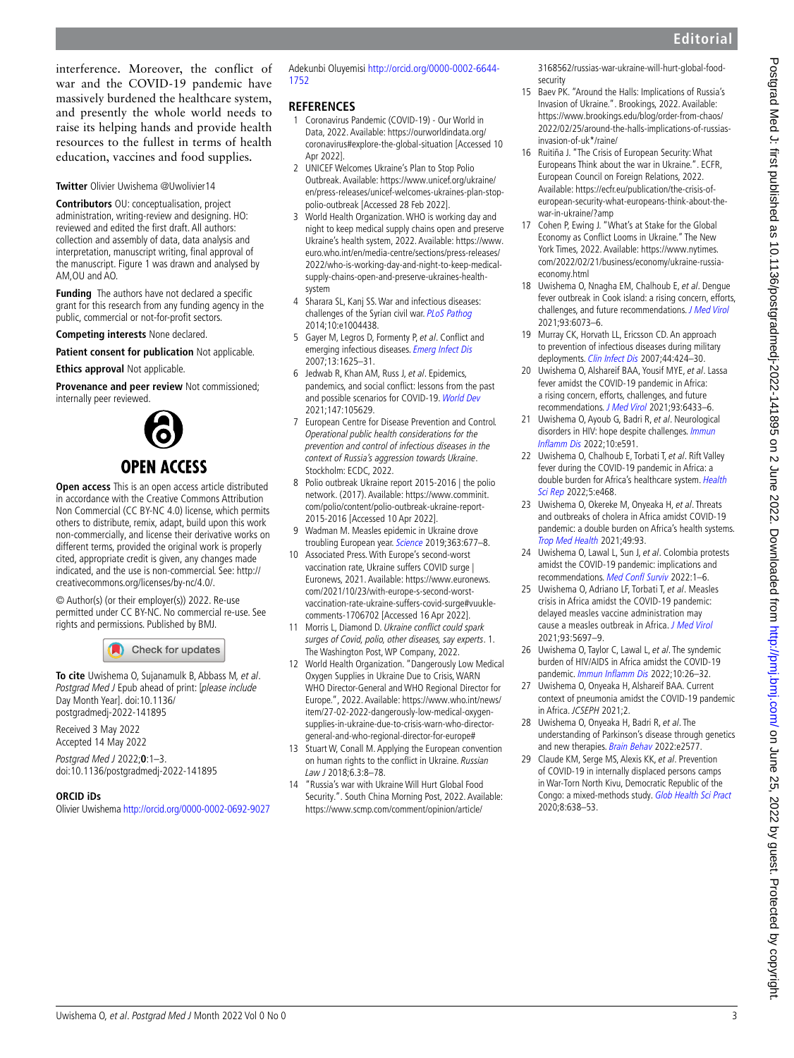interference. Moreover, the conflict of war and the COVID-19 pandemic have massively burdened the healthcare system, and presently the whole world needs to raise its helping hands and provide health resources to the fullest in terms of health education, vaccines and food supplies.

**Twitter** Olivier Uwishema @Uwolivier14

**Contributors** OU: conceptualisation, project administration, writing-review and designing. HO: reviewed and edited the first draft. All authors: collection and assembly of data, data analysis and interpretation, manuscript writing, final approval of the manuscript. Figure 1 was drawn and analysed by AM,OU and AO.

**Funding** The authors have not declared a specific grant for this research from any funding agency in the public, commercial or not-for-profit sectors.

**Competing interests** None declared.

**Patient consent for publication** Not applicable.

**Ethics approval** Not applicable.

**Provenance and peer review** Not commissioned; internally peer reviewed.

**OPEN ACCESS**

**Open access** This is an open access article distributed in accordance with the Creative Commons Attribution Non Commercial (CC BY-NC 4.0) license, which permits others to distribute, remix, adapt, build upon this work non-commercially, and license their derivative works on different terms, provided the original work is properly cited, appropriate credit is given, any changes made indicated, and the use is non-commercial. See: http://creativecommons.org/licenses/by-nc/4.0/.

© Author(s) (or their employer(s)) 2022. Re-use permitted under CC BY-NC. No commercial re-use. See rights and permissions. Published by BMJ.

Check for updates

**To cite** Uwishema O, Sujanamulk B, Abbass M, *et al*. *Postgrad Med J* Epub ahead of print: [*please include* Day Month Year]. doi:10.1136/postgradmedj-2022-141895

Received 3 May 2022
Accepted 14 May 2022

*Postgrad Med J* 2022;**0**:1–3.
doi:10.1136/postgradmedj-2022-141895

**ORCID iDs**

Olivier Uwishema http://orcid.org/0000-0002-0692-9027
Adekunbi Oluyemisi http://orcid.org/0000-0002-6644-1752

## REFERENCES

1. Coronavirus Pandemic (COVID-19) - Our World in Data, 2022. Available: https://ourworldindata.org/coronavirus#explore-the-global-situation [Accessed 10 Apr 2022].
2. UNICEF Welcomes Ukraine's Plan to Stop Polio Outbreak. Available: https://www.unicef.org/ukraine/en/press-releases/unicef-welcomes-ukraines-plan-stop-polio-outbreak [Accessed 28 Feb 2022].
3. World Health Organization. WHO is working day and night to keep medical supply chains open and preserve Ukraine's health system, 2022. Available: https://www.euro.who.int/en/media-centre/sections/press-releases/2022/who-is-working-day-and-night-to-keep-medical-supply-chains-open-and-preserve-ukraines-health-system
4. Sharara SL, Kanj SS. War and infectious diseases: challenges of the Syrian civil war. *PLoS Pathog* 2014;10:e1004438.
5. Gayer M, Legros D, Formenty P, *et al*. Conflict and emerging infectious diseases. *Emerg Infect Dis* 2007;13:1625–31.
6. Jedwab R, Khan AM, Russ J, *et al*. Epidemics, pandemics, and social conflict: lessons from the past and possible scenarios for COVID-19. *World Dev* 2021;147:105629.
7. European Centre for Disease Prevention and Control. *Operational public health considerations for the prevention and control of infectious diseases in the context of Russia's aggression towards Ukraine*. Stockholm: ECDC, 2022.
8. Polio outbreak Ukraine report 2015-2016 | the polio network. (2017). Available: https://www.comminit.com/polio/content/polio-outbreak-ukraine-report-2015-2016 [Accessed 10 Apr 2022].
9. Wadman M. Measles epidemic in Ukraine drove troubling European year. *Science* 2019;363:677–8.
10. Associated Press. With Europe's second-worst vaccination rate, Ukraine suffers COVID surge | Euronews, 2021. Available: https://www.euronews.com/2021/10/23/with-europe-s-second-worst-vaccination-rate-ukraine-suffers-covid-surge#vuukle-comments-1706702 [Accessed 16 Apr 2022].
11. Morris L, Diamond D. *Ukraine conflict could spark surges of Covid, polio, other diseases, say experts*. 1. The Washington Post, WP Company, 2022.
12. World Health Organization. "Dangerously Low Medical Oxygen Supplies in Ukraine Due to Crisis, WARN WHO Director-General and WHO Regional Director for Europe.", 2022. Available: https://www.who.int/news/item/27-02-2022-dangerously-low-medical-oxygen-supplies-in-ukraine-due-to-crisis-warn-who-director-general-and-who-regional-director-for-europe#
13. Stuart W, Conall M. Applying the European convention on human rights to the conflict in Ukraine. *Russian Law J* 2018;6.3:8–78.
14. "Russia's war with Ukraine Will Hurt Global Food Security.". South China Morning Post, 2022. Available: https://www.scmp.com/comment/opinion/article/3168562/russias-war-ukraine-will-hurt-global-food-security
15. Baev PK. "Around the Halls: Implications of Russia's Invasion of Ukraine.". Brookings, 2022. Available: https://www.brookings.edu/blog/order-from-chaos/2022/02/25/around-the-halls-implications-of-russias-invasion-of-uk*/raine/
16. Ruitiña J. "The Crisis of European Security: What Europeans Think about the war in Ukraine.". ECFR, European Council on Foreign Relations, 2022. Available: https://ecfr.eu/publication/the-crisis-of-european-security-what-europeans-think-about-the-war-in-ukraine/?amp
17. Cohen P, Ewing J. "What's at Stake for the Global Economy as Conflict Looms in Ukraine." The New York Times, 2022. Available: https://www.nytimes.com/2022/02/21/business/economy/ukraine-russia-economy.html
18. Uwishema O, Nnagha EM, Chalhoub E, *et al*. Dengue fever outbreak in Cook island: a rising concern, efforts, challenges, and future recommendations. *J Med Virol* 2021;93:6073–6.
19. Murray CK, Horvath LL, Ericsson CD. An approach to prevention of infectious diseases during military deployments. *Clin Infect Dis* 2007;44:424–30.
20. Uwishema O, Alshareif BAA, Yousif MYE, *et al*. Lassa fever amidst the COVID-19 pandemic in Africa: a rising concern, efforts, challenges, and future recommendations. *J Med Virol* 2021;93:6433–6.
21. Uwishema O, Ayoub G, Badri R, *et al*. Neurological disorders in HIV: hope despite challenges. *Immun Inflamm Dis* 2022;10:e591.
22. Uwishema O, Chalhoub E, Torbati T, *et al*. Rift Valley fever during the COVID-19 pandemic in Africa: a double burden for Africa's healthcare system. *Health Sci Rep* 2022;5:e468.
23. Uwishema O, Okereke M, Onyeaka H, *et al*. Threats and outbreaks of cholera in Africa amidst COVID-19 pandemic: a double burden on Africa's health systems. *Trop Med Health* 2021;49:93.
24. Uwishema O, Lawal L, Sun J, *et al*. Colombia protests amidst the COVID-19 pandemic: implications and recommendations. *Med Confl Surviv* 2022:1–6.
25. Uwishema O, Adriano LF, Torbati T, *et al*. Measles crisis in Africa amidst the COVID-19 pandemic: delayed measles vaccine administration may cause a measles outbreak in Africa. *J Med Virol* 2021;93:5697–9.
26. Uwishema O, Taylor C, Lawal L, *et al*. The syndemic burden of HIV/AIDS in Africa amidst the COVID-19 pandemic. *Immun Inflamm Dis* 2022;10:26–32.
27. Uwishema O, Onyeaka H, Alshareif BAA. Current context of pneumonia amidst the COVID-19 pandemic in Africa. *JCSEPH* 2021;2.
28. Uwishema O, Onyeaka H, Badri R, *et al*. The understanding of Parkinson's disease through genetics and new therapies. *Brain Behav* 2022:e2577.
29. Claude KM, Serge MS, Alexis KK, *et al*. Prevention of COVID-19 in internally displaced persons camps in War-Torn North Kivu, Democratic Republic of the Congo: a mixed-methods study. *Glob Health Sci Pract* 2020;8:638–53.